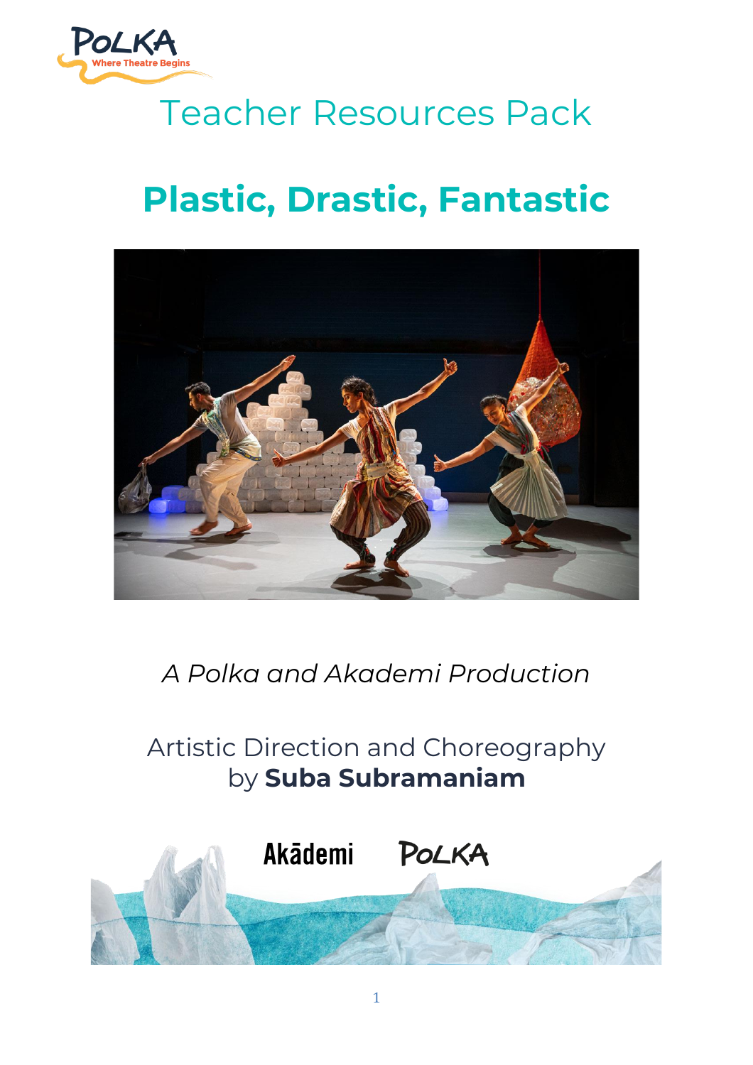# Teacher Resources Pack

## Plastic, Drastic, Fantastic

*A Polka and Akademi Production*

Artistic Direction and Choreography by **Suba Subramaniam**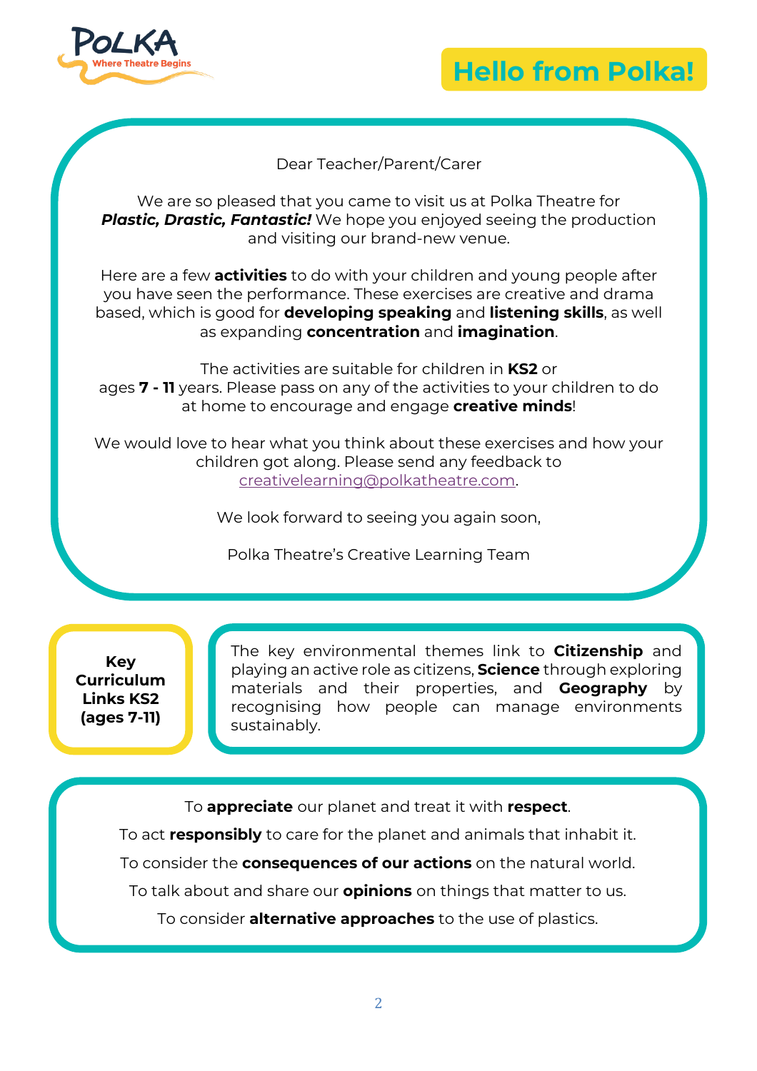# Hello from Polka!

Dear Teacher/Parent/Carer

We are so pleased that you came to visit us at Polka Theatre for ***Plastic, Drastic, Fantastic!*** We hope you enjoyed seeing the production and visiting our brand-new venue.

Here are a few **activities** to do with your children and young people after you have seen the performance. These exercises are creative and drama based, which is good for **developing speaking** and **listening skills**, as well as expanding **concentration** and **imagination**.

The activities are suitable for children in **KS2** or ages **7 - 11** years. Please pass on any of the activities to your children to do at home to encourage and engage **creative minds**!

We would love to hear what you think about these exercises and how your children got along. Please send any feedback to creativelearning@polkatheatre.com.

We look forward to seeing you again soon,

Polka Theatre's Creative Learning Team

**Key Curriculum Links KS2 (ages 7-11)**

The key environmental themes link to **Citizenship** and playing an active role as citizens, **Science** through exploring materials and their properties, and **Geography** by recognising how people can manage environments sustainably.

To **appreciate** our planet and treat it with **respect**.

To act **responsibly** to care for the planet and animals that inhabit it.

To consider the **consequences of our actions** on the natural world.

To talk about and share our **opinions** on things that matter to us.

To consider **alternative approaches** to the use of plastics.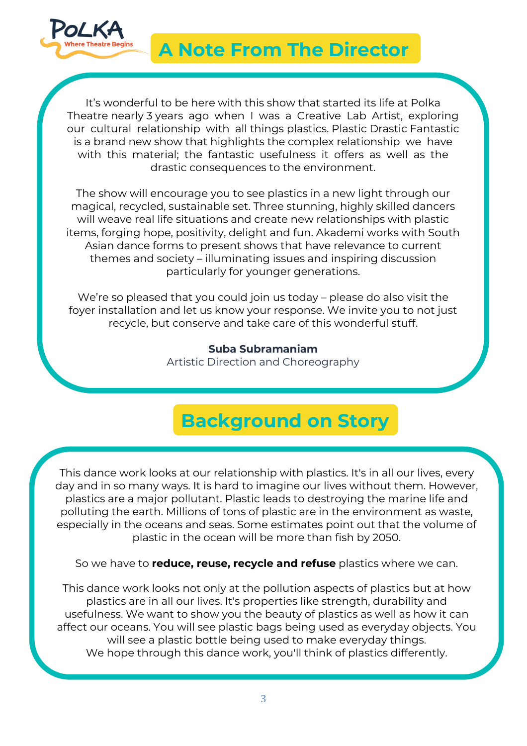## A Note From The Director

It's wonderful to be here with this show that started its life at Polka Theatre nearly 3 years ago when I was a Creative Lab Artist, exploring our cultural relationship with all things plastics. Plastic Drastic Fantastic is a brand new show that highlights the complex relationship we have with this material; the fantastic usefulness it offers as well as the drastic consequences to the environment.

The show will encourage you to see plastics in a new light through our magical, recycled, sustainable set. Three stunning, highly skilled dancers will weave real life situations and create new relationships with plastic items, forging hope, positivity, delight and fun. Akademi works with South Asian dance forms to present shows that have relevance to current themes and society – illuminating issues and inspiring discussion particularly for younger generations.

We're so pleased that you could join us today – please do also visit the foyer installation and let us know your response. We invite you to not just recycle, but conserve and take care of this wonderful stuff.

**Suba Subramaniam**
Artistic Direction and Choreography

## Background on Story

This dance work looks at our relationship with plastics. It's in all our lives, every day and in so many ways. It is hard to imagine our lives without them. However, plastics are a major pollutant. Plastic leads to destroying the marine life and polluting the earth. Millions of tons of plastic are in the environment as waste, especially in the oceans and seas. Some estimates point out that the volume of plastic in the ocean will be more than fish by 2050.

So we have to **reduce, reuse, recycle and refuse** plastics where we can.

This dance work looks not only at the pollution aspects of plastics but at how plastics are in all our lives. It's properties like strength, durability and usefulness. We want to show you the beauty of plastics as well as how it can affect our oceans. You will see plastic bags being used as everyday objects. You will see a plastic bottle being used to make everyday things.
We hope through this dance work, you'll think of plastics differently.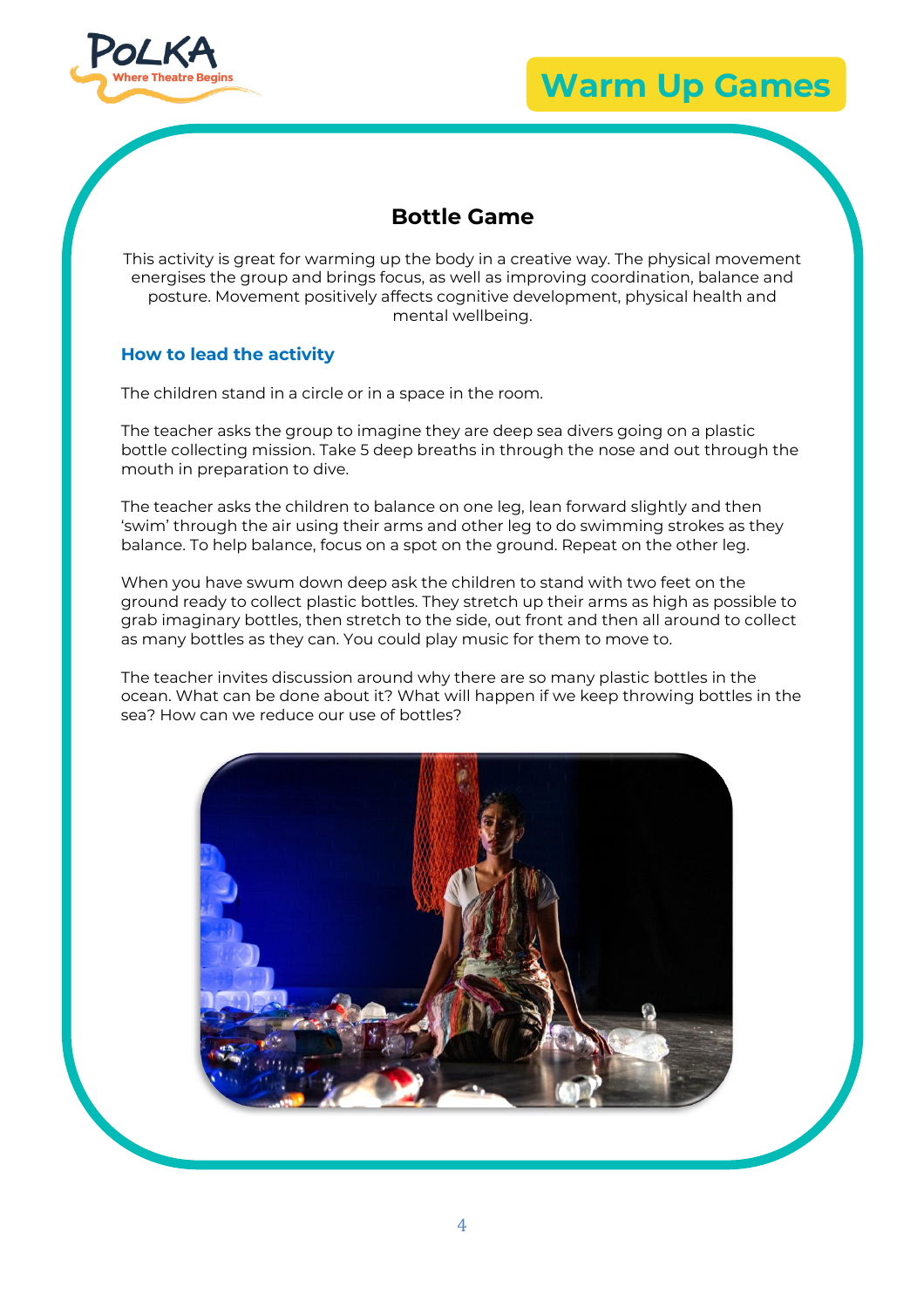# Warm Up Games

## Bottle Game

This activity is great for warming up the body in a creative way. The physical movement energises the group and brings focus, as well as improving coordination, balance and posture. Movement positively affects cognitive development, physical health and mental wellbeing.

### How to lead the activity

The children stand in a circle or in a space in the room.

The teacher asks the group to imagine they are deep sea divers going on a plastic bottle collecting mission. Take 5 deep breaths in through the nose and out through the mouth in preparation to dive.

The teacher asks the children to balance on one leg, lean forward slightly and then 'swim' through the air using their arms and other leg to do swimming strokes as they balance. To help balance, focus on a spot on the ground. Repeat on the other leg.

When you have swum down deep ask the children to stand with two feet on the ground ready to collect plastic bottles. They stretch up their arms as high as possible to grab imaginary bottles, then stretch to the side, out front and then all around to collect as many bottles as they can. You could play music for them to move to.

The teacher invites discussion around why there are so many plastic bottles in the ocean. What can be done about it? What will happen if we keep throwing bottles in the sea? How can we reduce our use of bottles?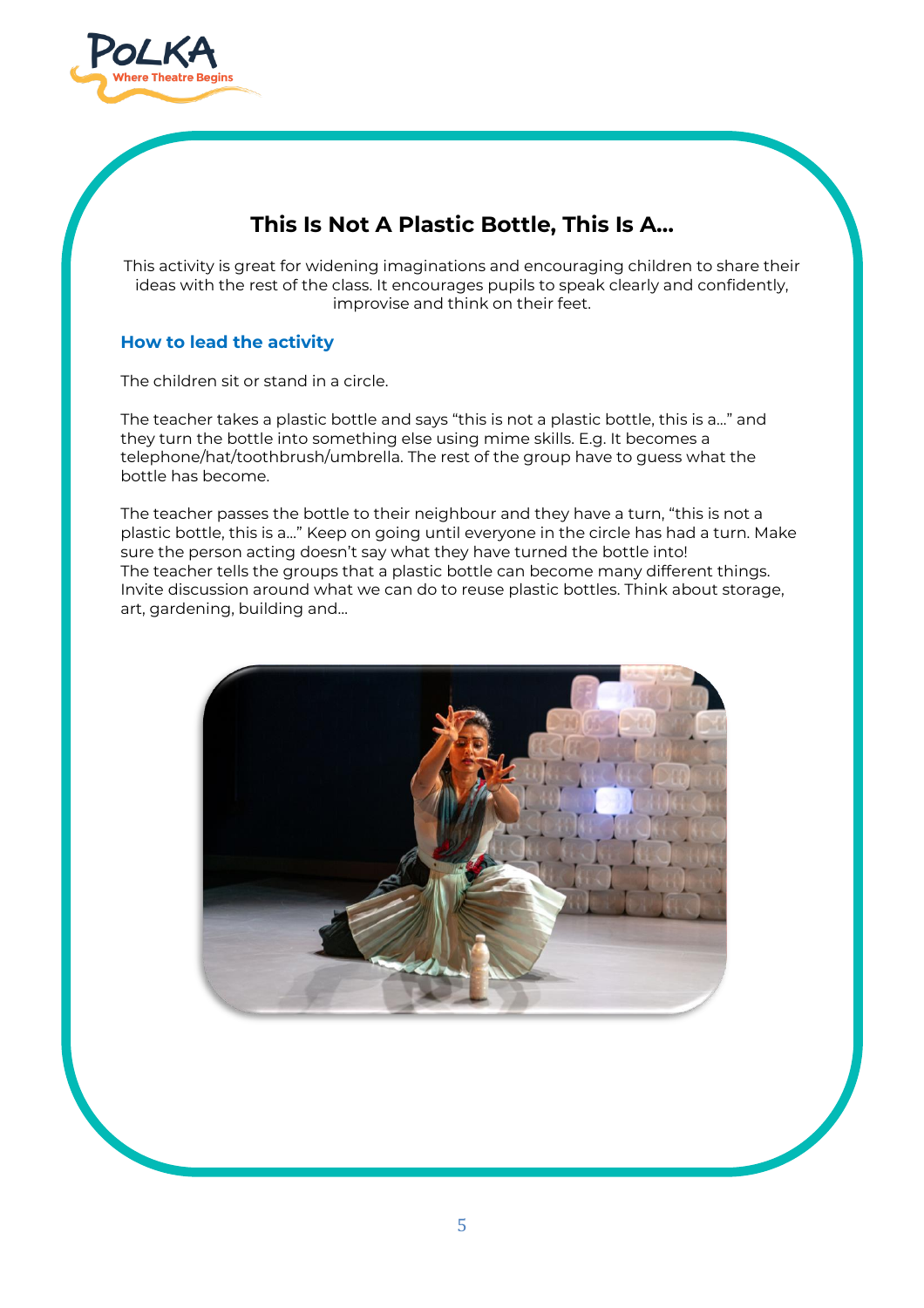# This Is Not A Plastic Bottle, This Is A…

This activity is great for widening imaginations and encouraging children to share their ideas with the rest of the class. It encourages pupils to speak clearly and confidently, improvise and think on their feet.

## How to lead the activity

The children sit or stand in a circle.

The teacher takes a plastic bottle and says “this is not a plastic bottle, this is a…” and they turn the bottle into something else using mime skills. E.g. It becomes a telephone/hat/toothbrush/umbrella. The rest of the group have to guess what the bottle has become.

The teacher passes the bottle to their neighbour and they have a turn, “this is not a plastic bottle, this is a…” Keep on going until everyone in the circle has had a turn. Make sure the person acting doesn’t say what they have turned the bottle into!
The teacher tells the groups that a plastic bottle can become many different things. Invite discussion around what we can do to reuse plastic bottles. Think about storage, art, gardening, building and…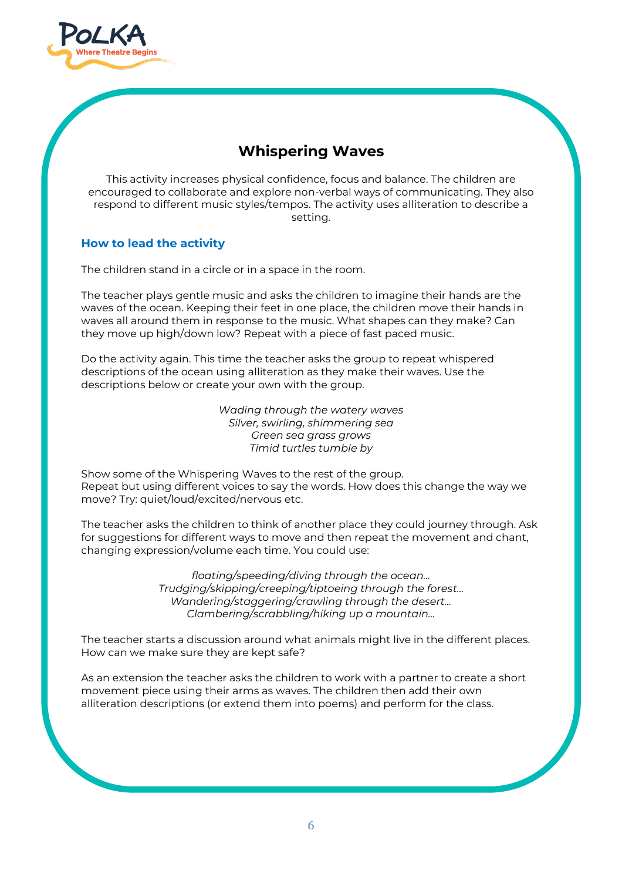# Whispering Waves

This activity increases physical confidence, focus and balance. The children are encouraged to collaborate and explore non-verbal ways of communicating. They also respond to different music styles/tempos. The activity uses alliteration to describe a setting.

## How to lead the activity

The children stand in a circle or in a space in the room.

The teacher plays gentle music and asks the children to imagine their hands are the waves of the ocean. Keeping their feet in one place, the children move their hands in waves all around them in response to the music. What shapes can they make? Can they move up high/down low? Repeat with a piece of fast paced music.

Do the activity again. This time the teacher asks the group to repeat whispered descriptions of the ocean using alliteration as they make their waves. Use the descriptions below or create your own with the group.

*Wading through the watery waves*
*Silver, swirling, shimmering sea*
*Green sea grass grows*
*Timid turtles tumble by*

Show some of the Whispering Waves to the rest of the group.
Repeat but using different voices to say the words. How does this change the way we move? Try: quiet/loud/excited/nervous etc.

The teacher asks the children to think of another place they could journey through. Ask for suggestions for different ways to move and then repeat the movement and chant, changing expression/volume each time. You could use:

*floating/speeding/diving through the ocean…*
*Trudging/skipping/creeping/tiptoeing through the forest…*
*Wandering/staggering/crawling through the desert…*
*Clambering/scrabbling/hiking up a mountain…*

The teacher starts a discussion around what animals might live in the different places. How can we make sure they are kept safe?

As an extension the teacher asks the children to work with a partner to create a short movement piece using their arms as waves. The children then add their own alliteration descriptions (or extend them into poems) and perform for the class.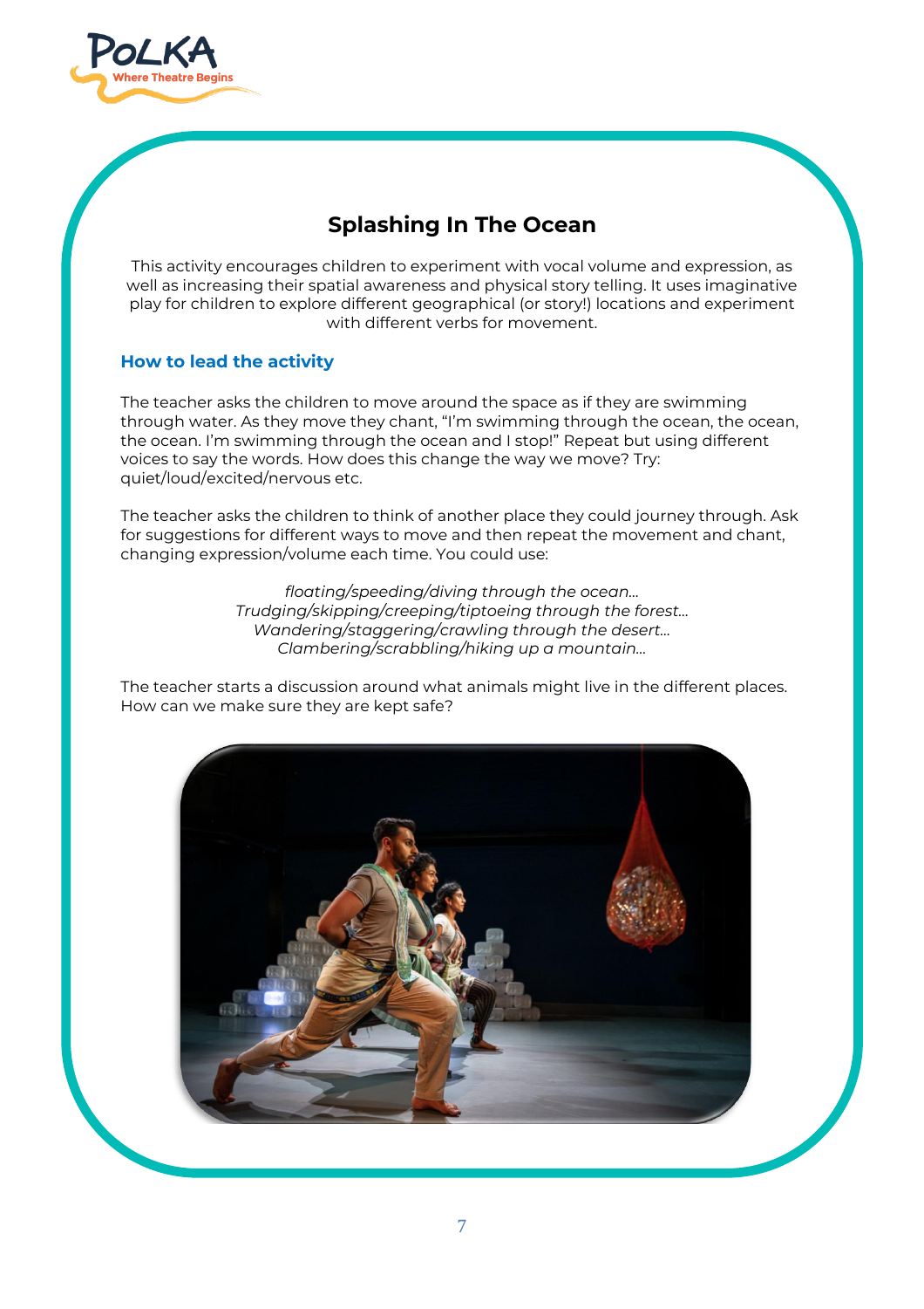## Splashing In The Ocean

This activity encourages children to experiment with vocal volume and expression, as well as increasing their spatial awareness and physical story telling. It uses imaginative play for children to explore different geographical (or story!) locations and experiment with different verbs for movement.

### How to lead the activity

The teacher asks the children to move around the space as if they are swimming through water. As they move they chant, "I'm swimming through the ocean, the ocean, the ocean. I'm swimming through the ocean and I stop!" Repeat but using different voices to say the words. How does this change the way we move? Try: quiet/loud/excited/nervous etc.

The teacher asks the children to think of another place they could journey through. Ask for suggestions for different ways to move and then repeat the movement and chant, changing expression/volume each time. You could use:

*floating/speeding/diving through the ocean…*
*Trudging/skipping/creeping/tiptoeing through the forest…*
*Wandering/staggering/crawling through the desert…*
*Clambering/scrabbling/hiking up a mountain…*

The teacher starts a discussion around what animals might live in the different places. How can we make sure they are kept safe?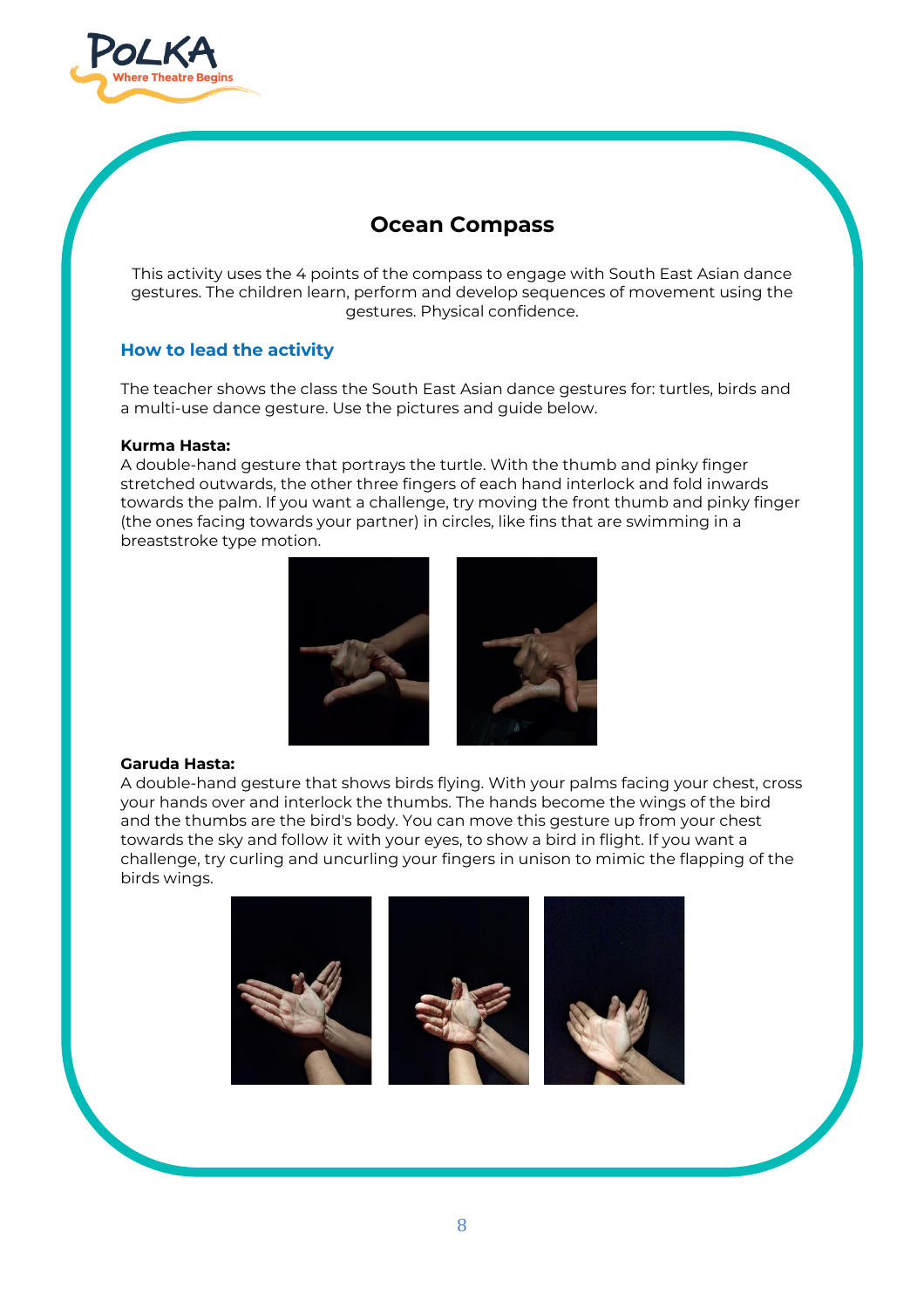## Ocean Compass

This activity uses the 4 points of the compass to engage with South East Asian dance gestures. The children learn, perform and develop sequences of movement using the gestures. Physical confidence.

### How to lead the activity

The teacher shows the class the South East Asian dance gestures for: turtles, birds and a multi-use dance gesture. Use the pictures and guide below.

**Kurma Hasta:**
A double-hand gesture that portrays the turtle. With the thumb and pinky finger stretched outwards, the other three fingers of each hand interlock and fold inwards towards the palm. If you want a challenge, try moving the front thumb and pinky finger (the ones facing towards your partner) in circles, like fins that are swimming in a breaststroke type motion.

**Garuda Hasta:**
A double-hand gesture that shows birds flying. With your palms facing your chest, cross your hands over and interlock the thumbs. The hands become the wings of the bird and the thumbs are the bird's body. You can move this gesture up from your chest towards the sky and follow it with your eyes, to show a bird in flight. If you want a challenge, try curling and uncurling your fingers in unison to mimic the flapping of the birds wings.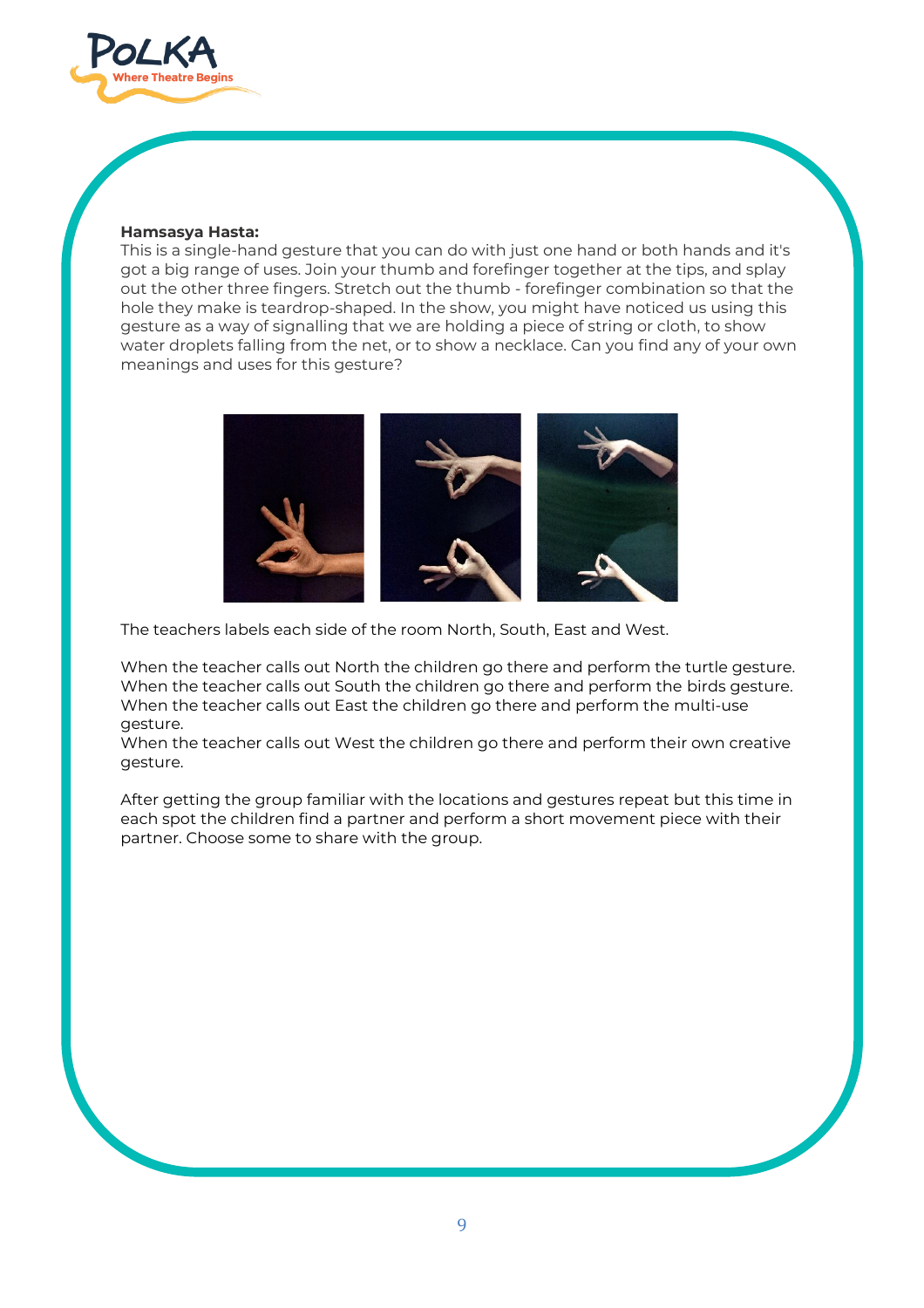**Hamsasya Hasta:**

This is a single-hand gesture that you can do with just one hand or both hands and it's got a big range of uses. Join your thumb and forefinger together at the tips, and splay out the other three fingers. Stretch out the thumb - forefinger combination so that the hole they make is teardrop-shaped. In the show, you might have noticed us using this gesture as a way of signalling that we are holding a piece of string or cloth, to show water droplets falling from the net, or to show a necklace. Can you find any of your own meanings and uses for this gesture?

The teachers labels each side of the room North, South, East and West.

When the teacher calls out North the children go there and perform the turtle gesture.
When the teacher calls out South the children go there and perform the birds gesture.
When the teacher calls out East the children go there and perform the multi-use gesture.
When the teacher calls out West the children go there and perform their own creative gesture.

After getting the group familiar with the locations and gestures repeat but this time in each spot the children find a partner and perform a short movement piece with their partner. Choose some to share with the group.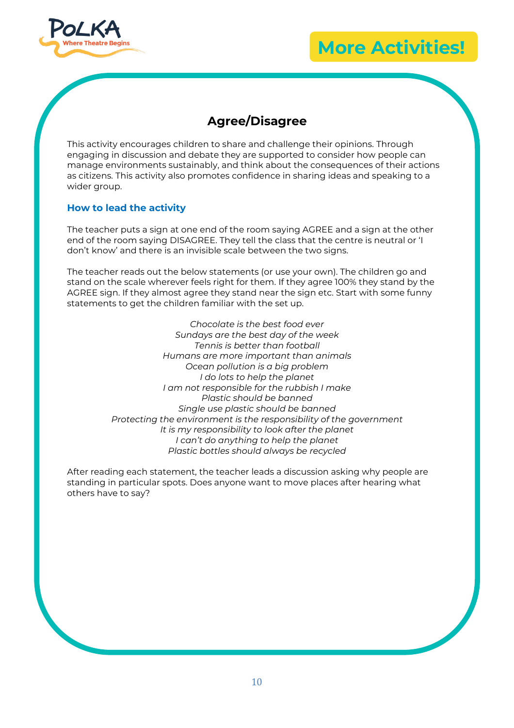# More Activities!

## Agree/Disagree

This activity encourages children to share and challenge their opinions. Through engaging in discussion and debate they are supported to consider how people can manage environments sustainably, and think about the consequences of their actions as citizens. This activity also promotes confidence in sharing ideas and speaking to a wider group.

### How to lead the activity

The teacher puts a sign at one end of the room saying AGREE and a sign at the other end of the room saying DISAGREE. They tell the class that the centre is neutral or 'I don't know' and there is an invisible scale between the two signs.

The teacher reads out the below statements (or use your own). The children go and stand on the scale wherever feels right for them. If they agree 100% they stand by the AGREE sign. If they almost agree they stand near the sign etc. Start with some funny statements to get the children familiar with the set up.

*Chocolate is the best food ever*
*Sundays are the best day of the week*
*Tennis is better than football*
*Humans are more important than animals*
*Ocean pollution is a big problem*
*I do lots to help the planet*
*I am not responsible for the rubbish I make*
*Plastic should be banned*
*Single use plastic should be banned*
*Protecting the environment is the responsibility of the government*
*It is my responsibility to look after the planet*
*I can't do anything to help the planet*
*Plastic bottles should always be recycled*

After reading each statement, the teacher leads a discussion asking why people are standing in particular spots. Does anyone want to move places after hearing what others have to say?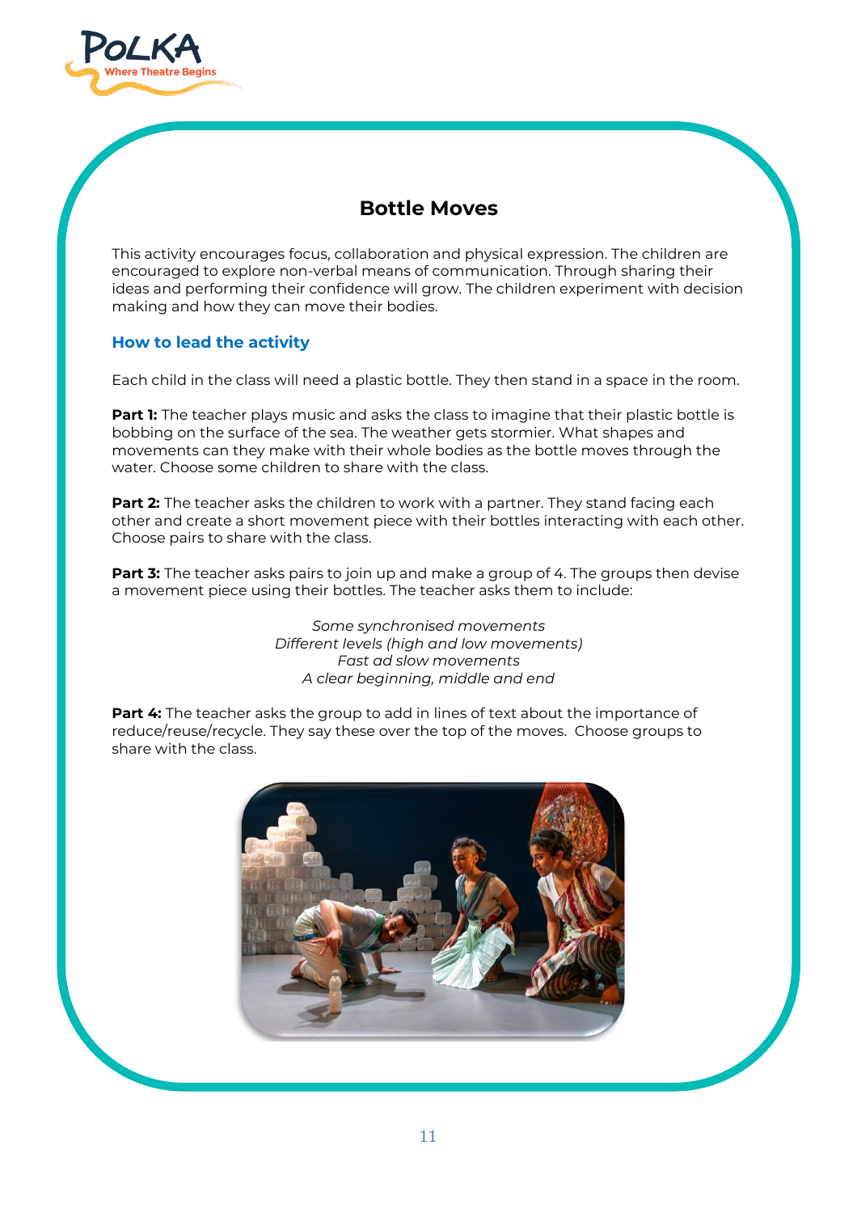## Bottle Moves

This activity encourages focus, collaboration and physical expression. The children are encouraged to explore non-verbal means of communication. Through sharing their ideas and performing their confidence will grow. The children experiment with decision making and how they can move their bodies.

### How to lead the activity

Each child in the class will need a plastic bottle. They then stand in a space in the room.

**Part 1:** The teacher plays music and asks the class to imagine that their plastic bottle is bobbing on the surface of the sea. The weather gets stormier. What shapes and movements can they make with their whole bodies as the bottle moves through the water. Choose some children to share with the class.

**Part 2:** The teacher asks the children to work with a partner. They stand facing each other and create a short movement piece with their bottles interacting with each other. Choose pairs to share with the class.

**Part 3:** The teacher asks pairs to join up and make a group of 4. The groups then devise a movement piece using their bottles. The teacher asks them to include:

*Some synchronised movements*
*Different levels (high and low movements)*
*Fast ad slow movements*
*A clear beginning, middle and end*

**Part 4:** The teacher asks the group to add in lines of text about the importance of reduce/reuse/recycle. They say these over the top of the moves. Choose groups to share with the class.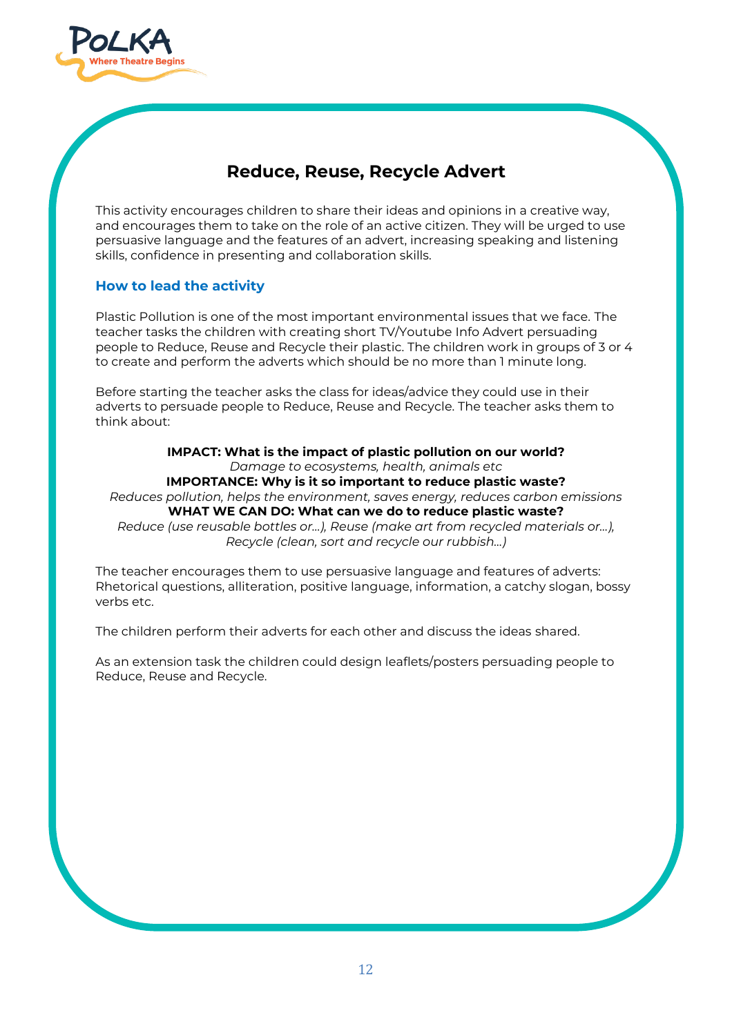# Reduce, Reuse, Recycle Advert

This activity encourages children to share their ideas and opinions in a creative way, and encourages them to take on the role of an active citizen. They will be urged to use persuasive language and the features of an advert, increasing speaking and listening skills, confidence in presenting and collaboration skills.

## How to lead the activity

Plastic Pollution is one of the most important environmental issues that we face. The teacher tasks the children with creating short TV/Youtube Info Advert persuading people to Reduce, Reuse and Recycle their plastic. The children work in groups of 3 or 4 to create and perform the adverts which should be no more than 1 minute long.

Before starting the teacher asks the class for ideas/advice they could use in their adverts to persuade people to Reduce, Reuse and Recycle. The teacher asks them to think about:

**IMPACT: What is the impact of plastic pollution on our world?**
*Damage to ecosystems, health, animals etc*
**IMPORTANCE: Why is it so important to reduce plastic waste?**
*Reduces pollution, helps the environment, saves energy, reduces carbon emissions*
**WHAT WE CAN DO: What can we do to reduce plastic waste?**
*Reduce (use reusable bottles or…), Reuse (make art from recycled materials or…), Recycle (clean, sort and recycle our rubbish…)*

The teacher encourages them to use persuasive language and features of adverts: Rhetorical questions, alliteration, positive language, information, a catchy slogan, bossy verbs etc.

The children perform their adverts for each other and discuss the ideas shared.

As an extension task the children could design leaflets/posters persuading people to Reduce, Reuse and Recycle.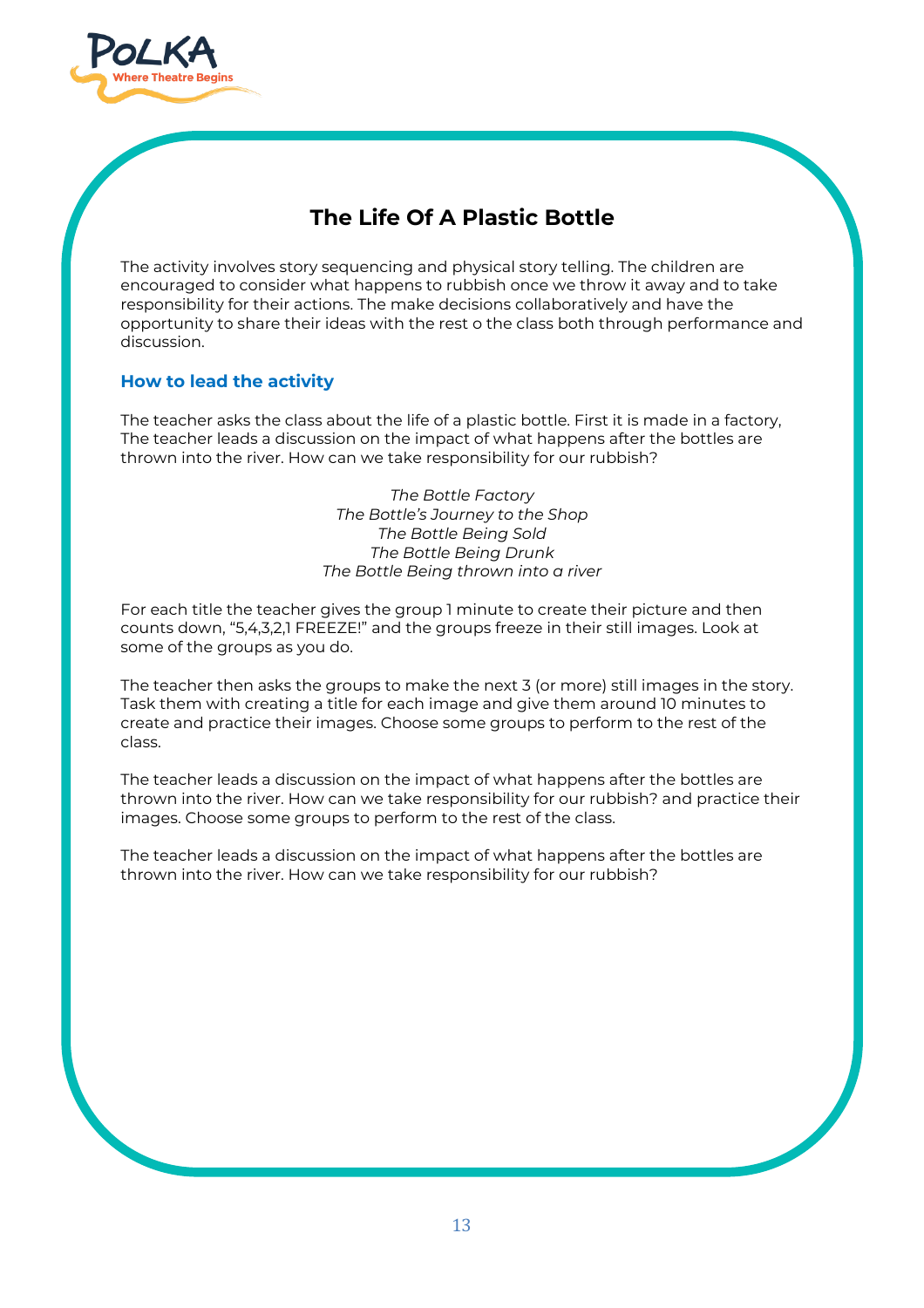## The Life Of A Plastic Bottle

The activity involves story sequencing and physical story telling. The children are encouraged to consider what happens to rubbish once we throw it away and to take responsibility for their actions. The make decisions collaboratively and have the opportunity to share their ideas with the rest o the class both through performance and discussion.

### How to lead the activity

The teacher asks the class about the life of a plastic bottle. First it is made in a factory, The teacher leads a discussion on the impact of what happens after the bottles are thrown into the river. How can we take responsibility for our rubbish?

*The Bottle Factory*
*The Bottle's Journey to the Shop*
*The Bottle Being Sold*
*The Bottle Being Drunk*
*The Bottle Being thrown into a river*

For each title the teacher gives the group 1 minute to create their picture and then counts down, "5,4,3,2,1 FREEZE!" and the groups freeze in their still images. Look at some of the groups as you do.

The teacher then asks the groups to make the next 3 (or more) still images in the story. Task them with creating a title for each image and give them around 10 minutes to create and practice their images. Choose some groups to perform to the rest of the class.

The teacher leads a discussion on the impact of what happens after the bottles are thrown into the river. How can we take responsibility for our rubbish? and practice their images. Choose some groups to perform to the rest of the class.

The teacher leads a discussion on the impact of what happens after the bottles are thrown into the river. How can we take responsibility for our rubbish?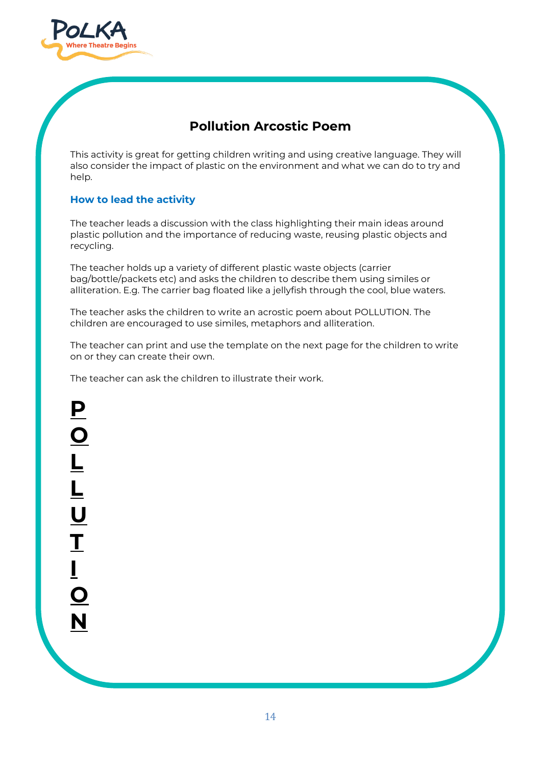# Pollution Arcostic Poem

This activity is great for getting children writing and using creative language. They will also consider the impact of plastic on the environment and what we can do to try and help.

### How to lead the activity

The teacher leads a discussion with the class highlighting their main ideas around plastic pollution and the importance of reducing waste, reusing plastic objects and recycling.

The teacher holds up a variety of different plastic waste objects (carrier bag/bottle/packets etc) and asks the children to describe them using similes or alliteration. E.g. The carrier bag floated like a jellyfish through the cool, blue waters.

The teacher asks the children to write an acrostic poem about POLLUTION. The children are encouraged to use similes, metaphors and alliteration.

The teacher can print and use the template on the next page for the children to write on or they can create their own.

The teacher can ask the children to illustrate their work.

**P**
**O**
**L**
**L**
**U**
**T**
**I**
**O**
**N**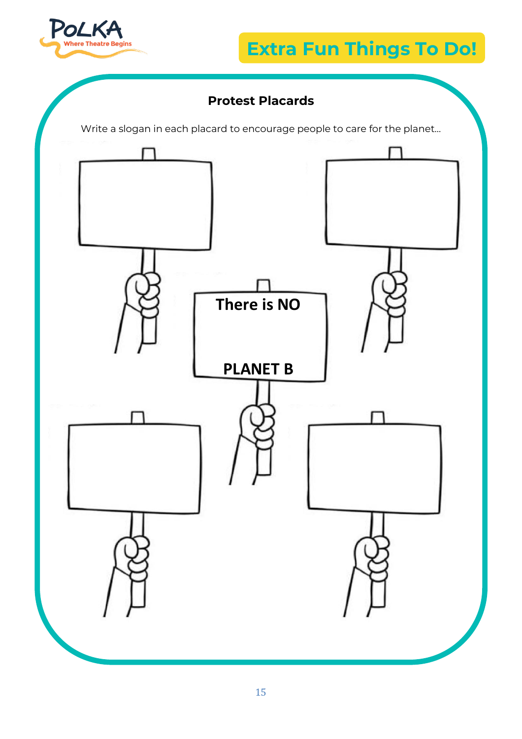## Extra Fun Things To Do!

### Protest Placards

Write a slogan in each placard to encourage people to care for the planet...

There is NO

PLANET B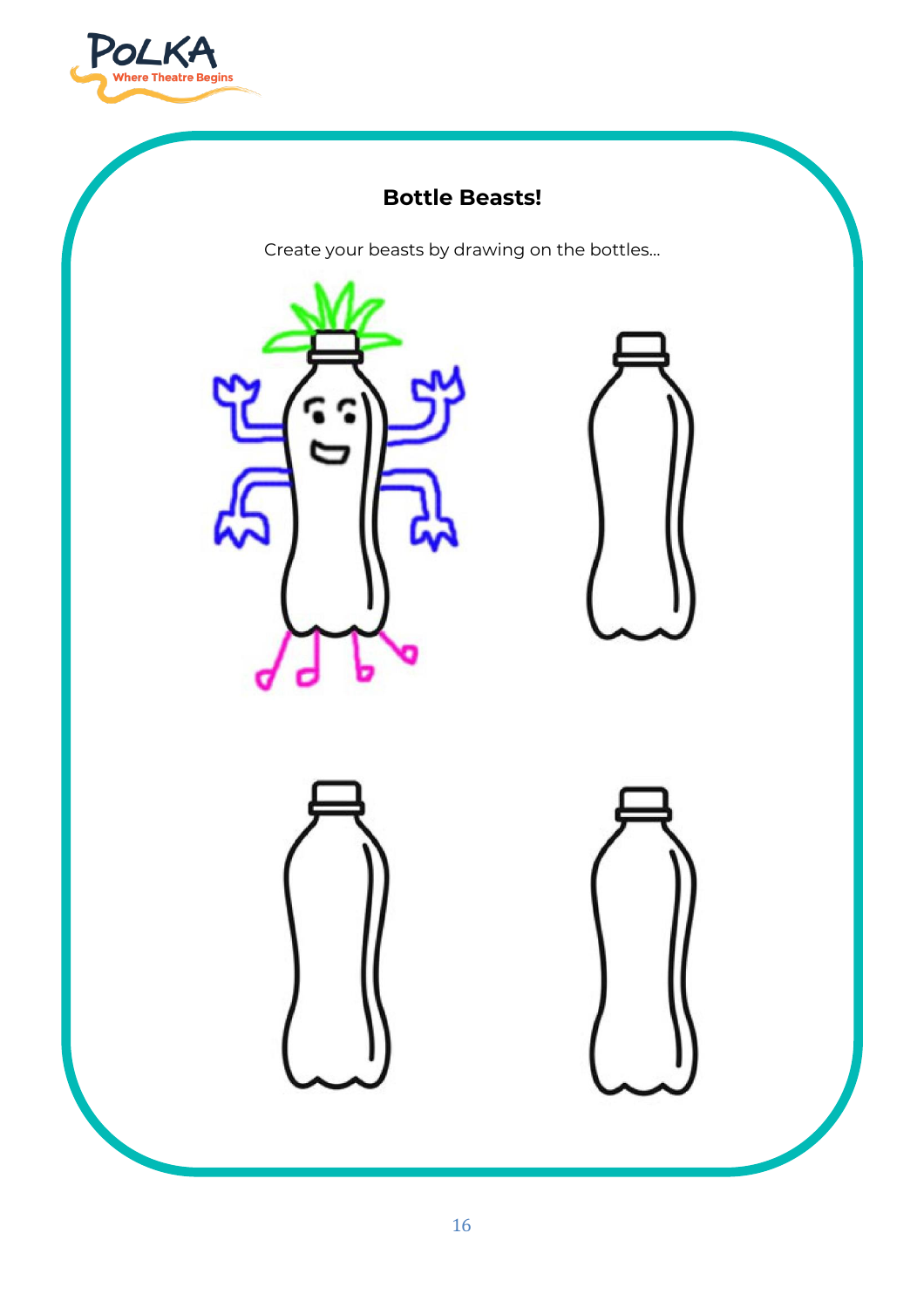## Bottle Beasts!

Create your beasts by drawing on the bottles...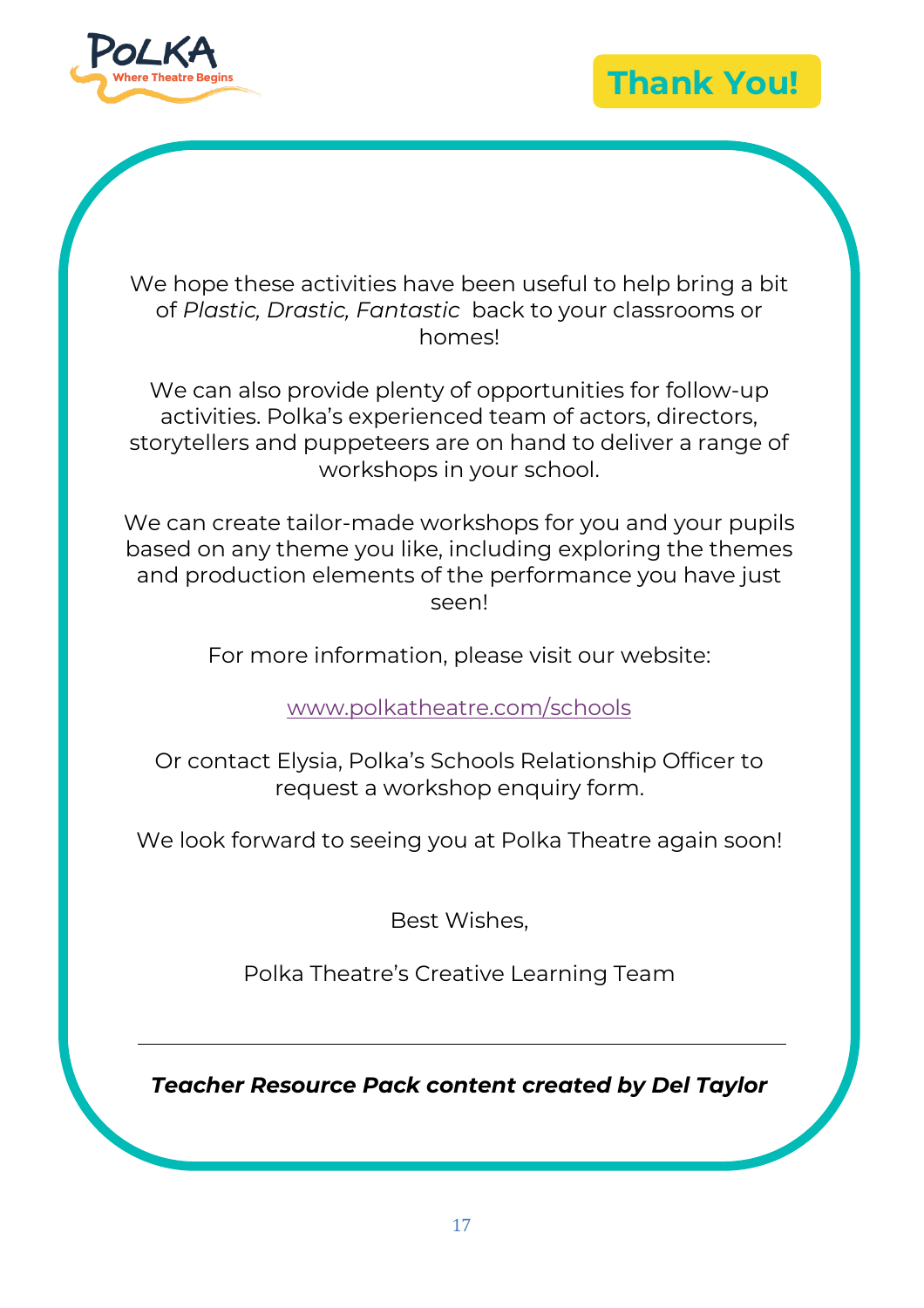# Thank You!

We hope these activities have been useful to help bring a bit of *Plastic, Drastic, Fantastic* back to your classrooms or homes!

We can also provide plenty of opportunities for follow-up activities. Polka's experienced team of actors, directors, storytellers and puppeteers are on hand to deliver a range of workshops in your school.

We can create tailor-made workshops for you and your pupils based on any theme you like, including exploring the themes and production elements of the performance you have just seen!

For more information, please visit our website:

[www.polkatheatre.com/schools](http://www.polkatheatre.com/schools)

Or contact Elysia, Polka's Schools Relationship Officer to request a workshop enquiry form.

We look forward to seeing you at Polka Theatre again soon!

Best Wishes,

Polka Theatre's Creative Learning Team

---

***Teacher Resource Pack content created by Del Taylor***